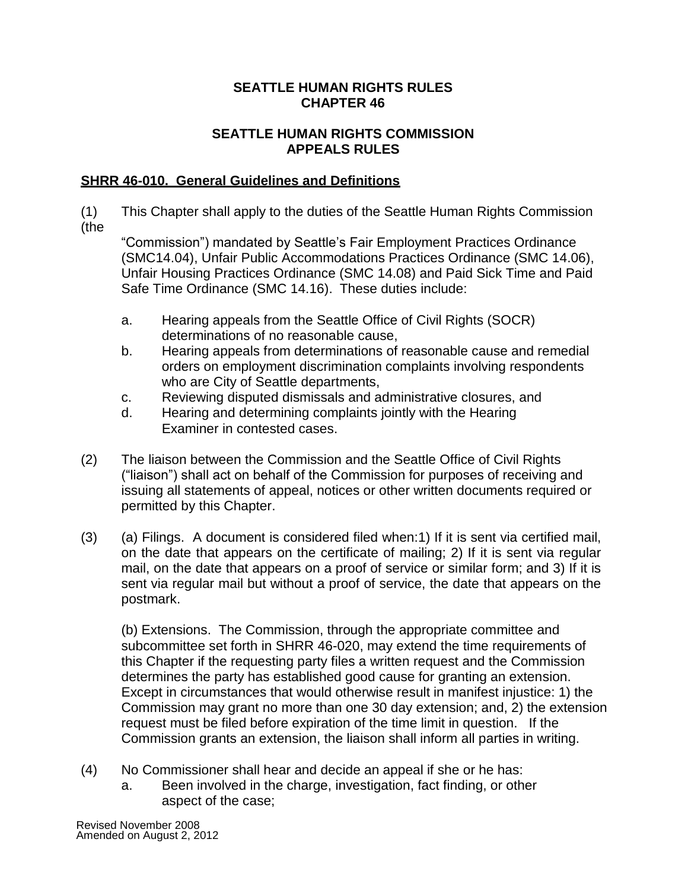# SEATTLE HUMAN RIGHTS RULES CHAPTER 46

## SEATTLE HUMAN RIGHTS COMMISSION APPEALS RULES

### SHRR 46-010. General Guidelines and Definitions

(1) This Chapter shall apply to the duties of the Seattle Human Rights Commission (the "Commission") mandated by Seattle's Fair Employment Practices Ordinance (SMC14.04), Unfair Public Accommodations Practices Ordinance (SMC 14.06), Unfair Housing Practices Ordinance (SMC 14.08) and Paid Sick Time and Paid Safe Time Ordinance (SMC 14.16). These duties include:

a. Hearing appeals from the Seattle Office of Civil Rights (SOCR) determinations of no reasonable cause,
b. Hearing appeals from determinations of reasonable cause and remedial orders on employment discrimination complaints involving respondents who are City of Seattle departments,
c. Reviewing disputed dismissals and administrative closures, and
d. Hearing and determining complaints jointly with the Hearing Examiner in contested cases.

(2) The liaison between the Commission and the Seattle Office of Civil Rights ("liaison") shall act on behalf of the Commission for purposes of receiving and issuing all statements of appeal, notices or other written documents required or permitted by this Chapter.

(3) (a) Filings. A document is considered filed when:1) If it is sent via certified mail, on the date that appears on the certificate of mailing; 2) If it is sent via regular mail, on the date that appears on a proof of service or similar form; and 3) If it is sent via regular mail but without a proof of service, the date that appears on the postmark.

(b) Extensions. The Commission, through the appropriate committee and subcommittee set forth in SHRR 46-020, may extend the time requirements of this Chapter if the requesting party files a written request and the Commission determines the party has established good cause for granting an extension. Except in circumstances that would otherwise result in manifest injustice: 1) the Commission may grant no more than one 30 day extension; and, 2) the extension request must be filed before expiration of the time limit in question. If the Commission grants an extension, the liaison shall inform all parties in writing.

(4) No Commissioner shall hear and decide an appeal if she or he has:

a. Been involved in the charge, investigation, fact finding, or other aspect of the case;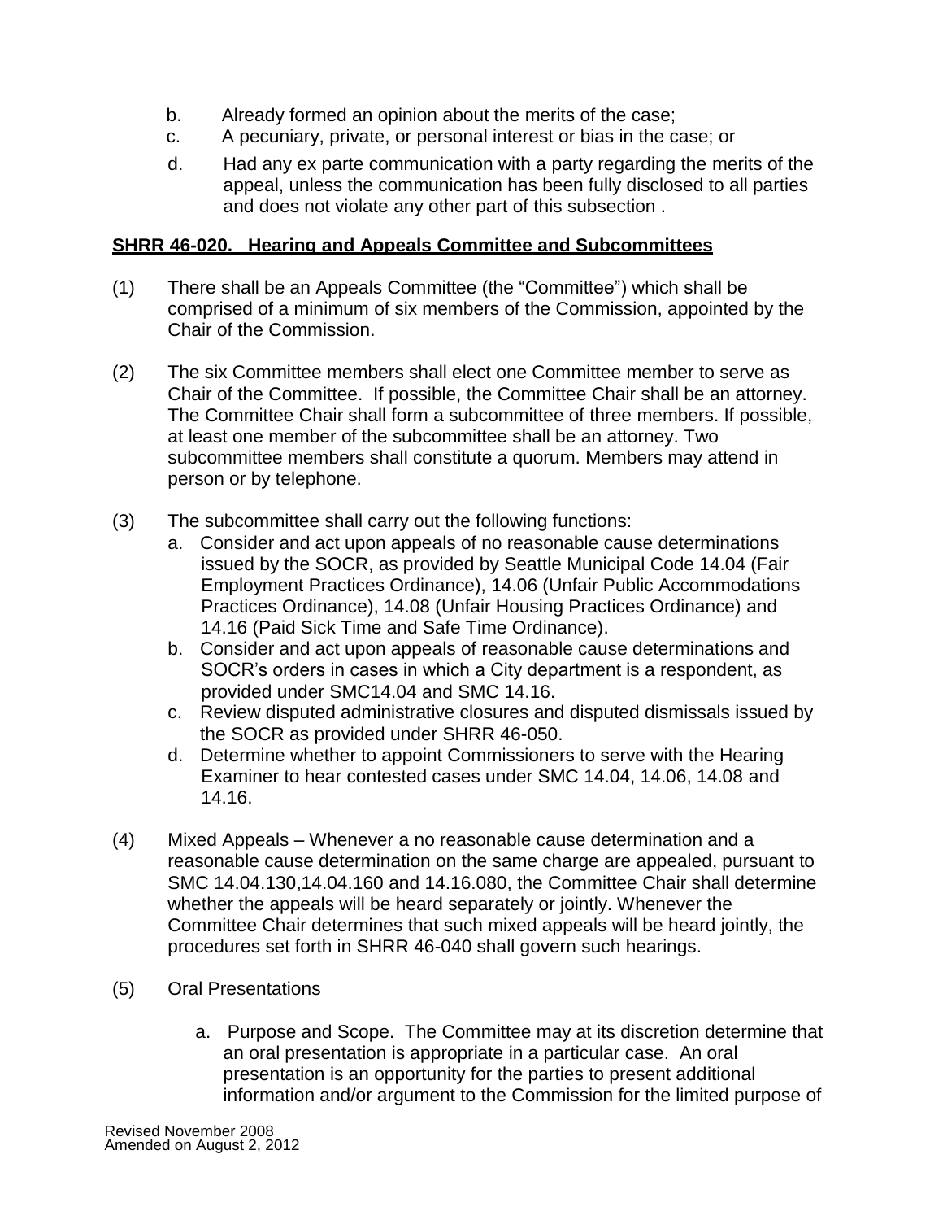b. Already formed an opinion about the merits of the case;
c. A pecuniary, private, or personal interest or bias in the case; or
d. Had any ex parte communication with a party regarding the merits of the appeal, unless the communication has been fully disclosed to all parties and does not violate any other part of this subsection .

**SHRR 46-020. Hearing and Appeals Committee and Subcommittees**

(1) There shall be an Appeals Committee (the "Committee") which shall be comprised of a minimum of six members of the Commission, appointed by the Chair of the Commission.

(2) The six Committee members shall elect one Committee member to serve as Chair of the Committee. If possible, the Committee Chair shall be an attorney. The Committee Chair shall form a subcommittee of three members. If possible, at least one member of the subcommittee shall be an attorney. Two subcommittee members shall constitute a quorum. Members may attend in person or by telephone.

(3) The subcommittee shall carry out the following functions:
   a. Consider and act upon appeals of no reasonable cause determinations issued by the SOCR, as provided by Seattle Municipal Code 14.04 (Fair Employment Practices Ordinance), 14.06 (Unfair Public Accommodations Practices Ordinance), 14.08 (Unfair Housing Practices Ordinance) and 14.16 (Paid Sick Time and Safe Time Ordinance).
   b. Consider and act upon appeals of reasonable cause determinations and SOCR's orders in cases in which a City department is a respondent, as provided under SMC14.04 and SMC 14.16.
   c. Review disputed administrative closures and disputed dismissals issued by the SOCR as provided under SHRR 46-050.
   d. Determine whether to appoint Commissioners to serve with the Hearing Examiner to hear contested cases under SMC 14.04, 14.06, 14.08 and 14.16.

(4) Mixed Appeals – Whenever a no reasonable cause determination and a reasonable cause determination on the same charge are appealed, pursuant to SMC 14.04.130,14.04.160 and 14.16.080, the Committee Chair shall determine whether the appeals will be heard separately or jointly. Whenever the Committee Chair determines that such mixed appeals will be heard jointly, the procedures set forth in SHRR 46-040 shall govern such hearings.

(5) Oral Presentations

   a. Purpose and Scope. The Committee may at its discretion determine that an oral presentation is appropriate in a particular case. An oral presentation is an opportunity for the parties to present additional information and/or argument to the Commission for the limited purpose of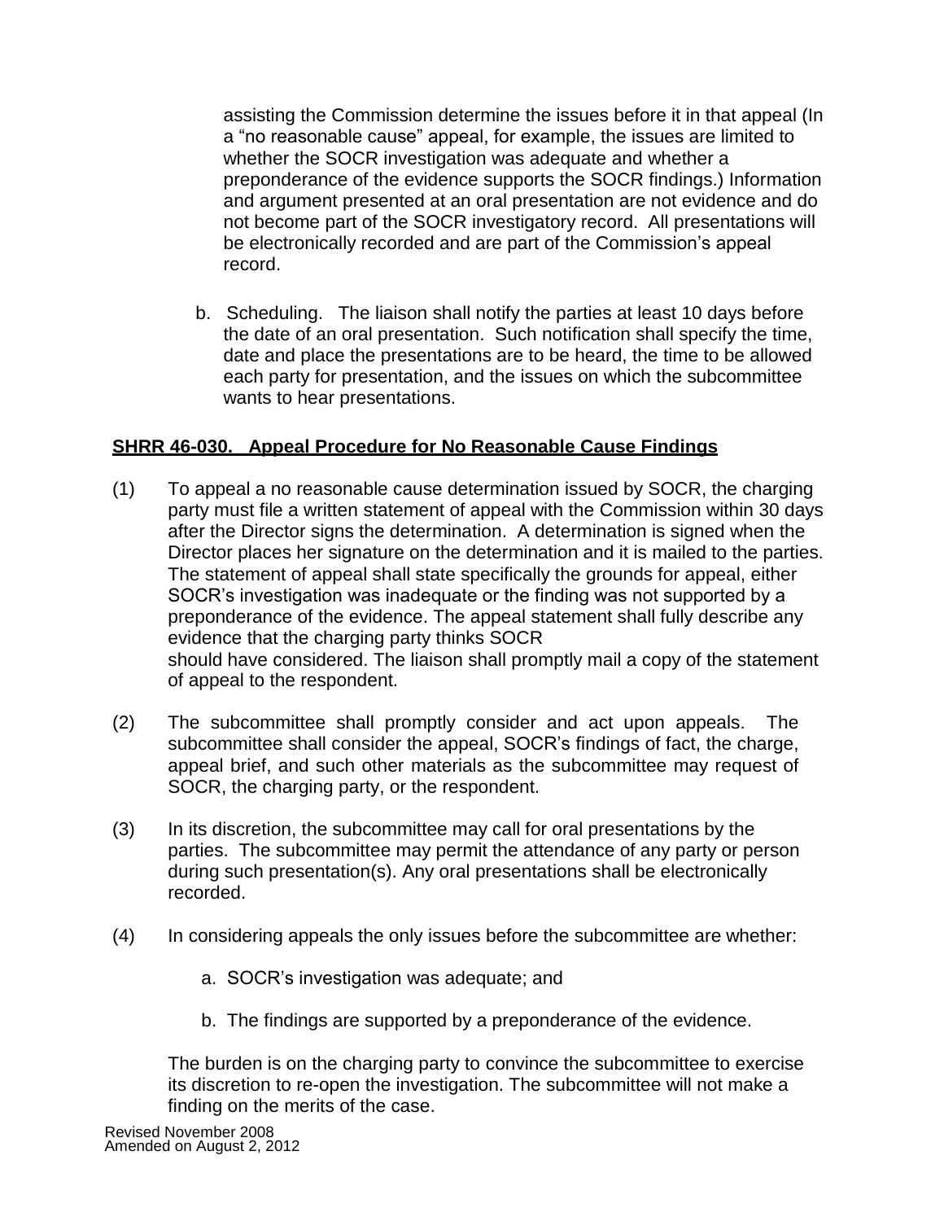assisting the Commission determine the issues before it in that appeal (In a "no reasonable cause" appeal, for example, the issues are limited to whether the SOCR investigation was adequate and whether a preponderance of the evidence supports the SOCR findings.) Information and argument presented at an oral presentation are not evidence and do not become part of the SOCR investigatory record. All presentations will be electronically recorded and are part of the Commission's appeal record.

b. Scheduling. The liaison shall notify the parties at least 10 days before the date of an oral presentation. Such notification shall specify the time, date and place the presentations are to be heard, the time to be allowed each party for presentation, and the issues on which the subcommittee wants to hear presentations.

**SHRR 46-030. Appeal Procedure for No Reasonable Cause Findings**

(1) To appeal a no reasonable cause determination issued by SOCR, the charging party must file a written statement of appeal with the Commission within 30 days after the Director signs the determination. A determination is signed when the Director places her signature on the determination and it is mailed to the parties. The statement of appeal shall state specifically the grounds for appeal, either SOCR's investigation was inadequate or the finding was not supported by a preponderance of the evidence. The appeal statement shall fully describe any evidence that the charging party thinks SOCR should have considered. The liaison shall promptly mail a copy of the statement of appeal to the respondent.

(2) The subcommittee shall promptly consider and act upon appeals. The subcommittee shall consider the appeal, SOCR's findings of fact, the charge, appeal brief, and such other materials as the subcommittee may request of SOCR, the charging party, or the respondent.

(3) In its discretion, the subcommittee may call for oral presentations by the parties. The subcommittee may permit the attendance of any party or person during such presentation(s). Any oral presentations shall be electronically recorded.

(4) In considering appeals the only issues before the subcommittee are whether:

a. SOCR's investigation was adequate; and

b. The findings are supported by a preponderance of the evidence.

The burden is on the charging party to convince the subcommittee to exercise its discretion to re-open the investigation. The subcommittee will not make a finding on the merits of the case.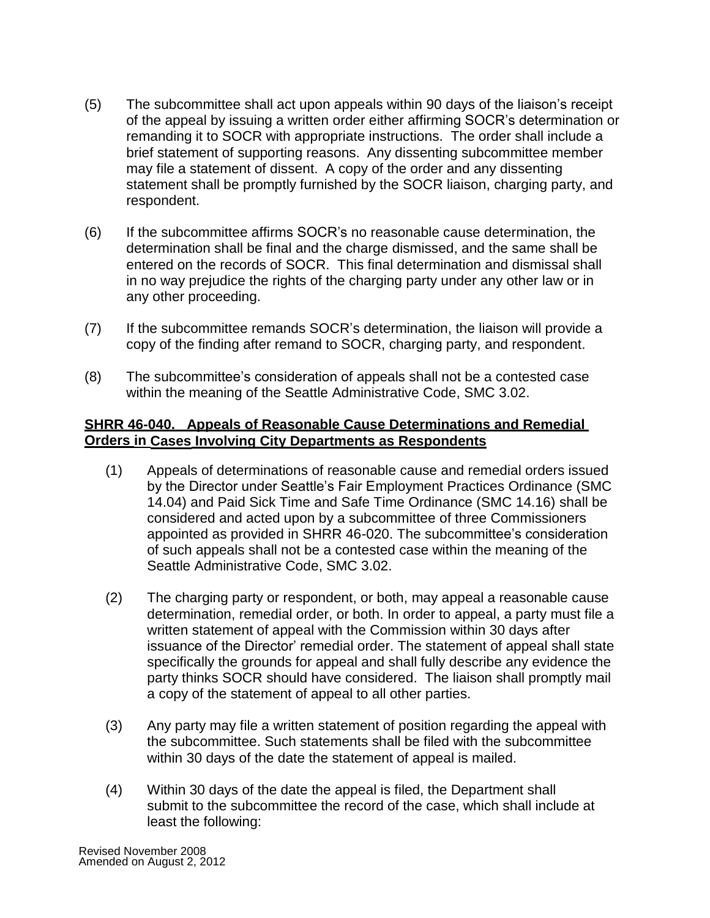(5) The subcommittee shall act upon appeals within 90 days of the liaison's receipt of the appeal by issuing a written order either affirming SOCR's determination or remanding it to SOCR with appropriate instructions. The order shall include a brief statement of supporting reasons. Any dissenting subcommittee member may file a statement of dissent. A copy of the order and any dissenting statement shall be promptly furnished by the SOCR liaison, charging party, and respondent.

(6) If the subcommittee affirms SOCR's no reasonable cause determination, the determination shall be final and the charge dismissed, and the same shall be entered on the records of SOCR. This final determination and dismissal shall in no way prejudice the rights of the charging party under any other law or in any other proceeding.

(7) If the subcommittee remands SOCR's determination, the liaison will provide a copy of the finding after remand to SOCR, charging party, and respondent.

(8) The subcommittee's consideration of appeals shall not be a contested case within the meaning of the Seattle Administrative Code, SMC 3.02.

**SHRR 46-040. Appeals of Reasonable Cause Determinations and Remedial Orders in Cases Involving City Departments as Respondents**

(1) Appeals of determinations of reasonable cause and remedial orders issued by the Director under Seattle's Fair Employment Practices Ordinance (SMC 14.04) and Paid Sick Time and Safe Time Ordinance (SMC 14.16) shall be considered and acted upon by a subcommittee of three Commissioners appointed as provided in SHRR 46-020. The subcommittee's consideration of such appeals shall not be a contested case within the meaning of the Seattle Administrative Code, SMC 3.02.

(2) The charging party or respondent, or both, may appeal a reasonable cause determination, remedial order, or both. In order to appeal, a party must file a written statement of appeal with the Commission within 30 days after issuance of the Director' remedial order. The statement of appeal shall state specifically the grounds for appeal and shall fully describe any evidence the party thinks SOCR should have considered. The liaison shall promptly mail a copy of the statement of appeal to all other parties.

(3) Any party may file a written statement of position regarding the appeal with the subcommittee. Such statements shall be filed with the subcommittee within 30 days of the date the statement of appeal is mailed.

(4) Within 30 days of the date the appeal is filed, the Department shall submit to the subcommittee the record of the case, which shall include at least the following:

Revised November 2008
Amended on August 2, 2012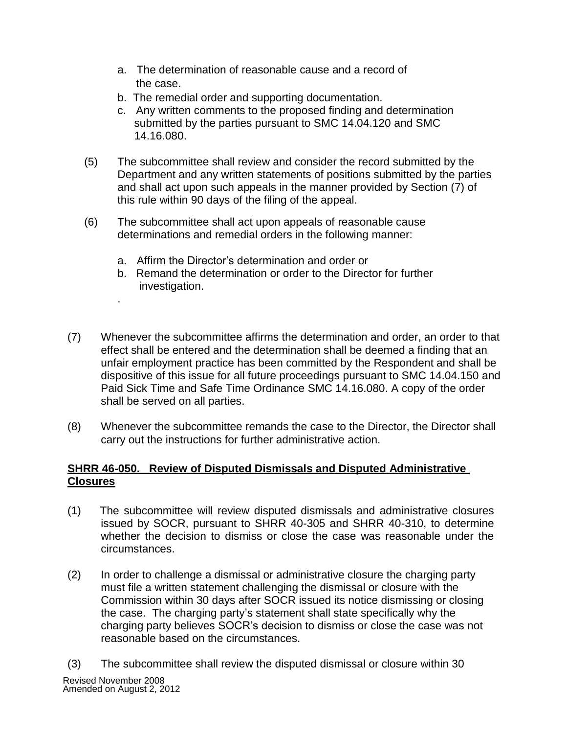a. The determination of reasonable cause and a record of the case.
b. The remedial order and supporting documentation.
c. Any written comments to the proposed finding and determination submitted by the parties pursuant to SMC 14.04.120 and SMC 14.16.080.

(5) The subcommittee shall review and consider the record submitted by the Department and any written statements of positions submitted by the parties and shall act upon such appeals in the manner provided by Section (7) of this rule within 90 days of the filing of the appeal.

(6) The subcommittee shall act upon appeals of reasonable cause determinations and remedial orders in the following manner:

a. Affirm the Director's determination and order or
b. Remand the determination or order to the Director for further investigation.

.

(7) Whenever the subcommittee affirms the determination and order, an order to that effect shall be entered and the determination shall be deemed a finding that an unfair employment practice has been committed by the Respondent and shall be dispositive of this issue for all future proceedings pursuant to SMC 14.04.150 and Paid Sick Time and Safe Time Ordinance SMC 14.16.080. A copy of the order shall be served on all parties.

(8) Whenever the subcommittee remands the case to the Director, the Director shall carry out the instructions for further administrative action.

**SHRR 46-050. Review of Disputed Dismissals and Disputed Administrative Closures**

(1) The subcommittee will review disputed dismissals and administrative closures issued by SOCR, pursuant to SHRR 40-305 and SHRR 40-310, to determine whether the decision to dismiss or close the case was reasonable under the circumstances.

(2) In order to challenge a dismissal or administrative closure the charging party must file a written statement challenging the dismissal or closure with the Commission within 30 days after SOCR issued its notice dismissing or closing the case. The charging party's statement shall state specifically why the charging party believes SOCR's decision to dismiss or close the case was not reasonable based on the circumstances.

(3) The subcommittee shall review the disputed dismissal or closure within 30

Revised November 2008
Amended on August 2, 2012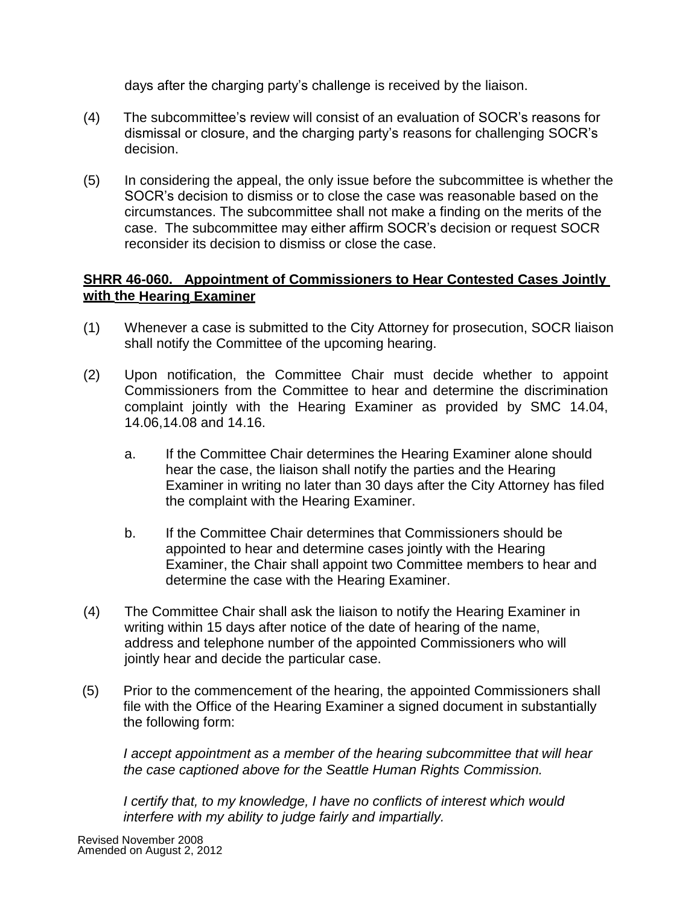days after the charging party's challenge is received by the liaison.

(4) The subcommittee's review will consist of an evaluation of SOCR's reasons for dismissal or closure, and the charging party's reasons for challenging SOCR's decision.

(5) In considering the appeal, the only issue before the subcommittee is whether the SOCR's decision to dismiss or to close the case was reasonable based on the circumstances. The subcommittee shall not make a finding on the merits of the case. The subcommittee may either affirm SOCR's decision or request SOCR reconsider its decision to dismiss or close the case.

## SHRR 46-060. Appointment of Commissioners to Hear Contested Cases Jointly with the Hearing Examiner

(1) Whenever a case is submitted to the City Attorney for prosecution, SOCR liaison shall notify the Committee of the upcoming hearing.

(2) Upon notification, the Committee Chair must decide whether to appoint Commissioners from the Committee to hear and determine the discrimination complaint jointly with the Hearing Examiner as provided by SMC 14.04, 14.06,14.08 and 14.16.

   a. If the Committee Chair determines the Hearing Examiner alone should hear the case, the liaison shall notify the parties and the Hearing Examiner in writing no later than 30 days after the City Attorney has filed the complaint with the Hearing Examiner.

   b. If the Committee Chair determines that Commissioners should be appointed to hear and determine cases jointly with the Hearing Examiner, the Chair shall appoint two Committee members to hear and determine the case with the Hearing Examiner.

(4) The Committee Chair shall ask the liaison to notify the Hearing Examiner in writing within 15 days after notice of the date of hearing of the name, address and telephone number of the appointed Commissioners who will jointly hear and decide the particular case.

(5) Prior to the commencement of the hearing, the appointed Commissioners shall file with the Office of the Hearing Examiner a signed document in substantially the following form:

   *I accept appointment as a member of the hearing subcommittee that will hear the case captioned above for the Seattle Human Rights Commission.*

   *I certify that, to my knowledge, I have no conflicts of interest which would interfere with my ability to judge fairly and impartially.*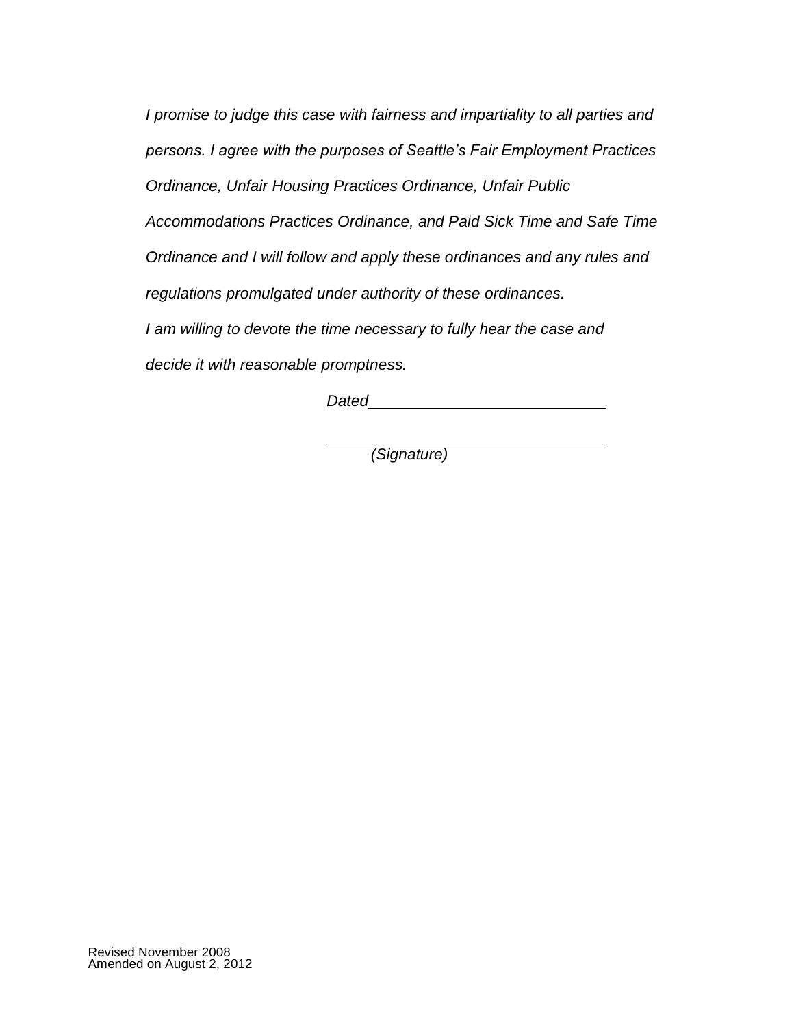*I promise to judge this case with fairness and impartiality to all parties and persons. I agree with the purposes of Seattle's Fair Employment Practices Ordinance, Unfair Housing Practices Ordinance, Unfair Public Accommodations Practices Ordinance, and Paid Sick Time and Safe Time Ordinance and I will follow and apply these ordinances and any rules and regulations promulgated under authority of these ordinances.*

*I am willing to devote the time necessary to fully hear the case and decide it with reasonable promptness.*

*Dated* ____________________________

____________________________________
*(Signature)*

Revised November 2008
Amended on August 2, 2012